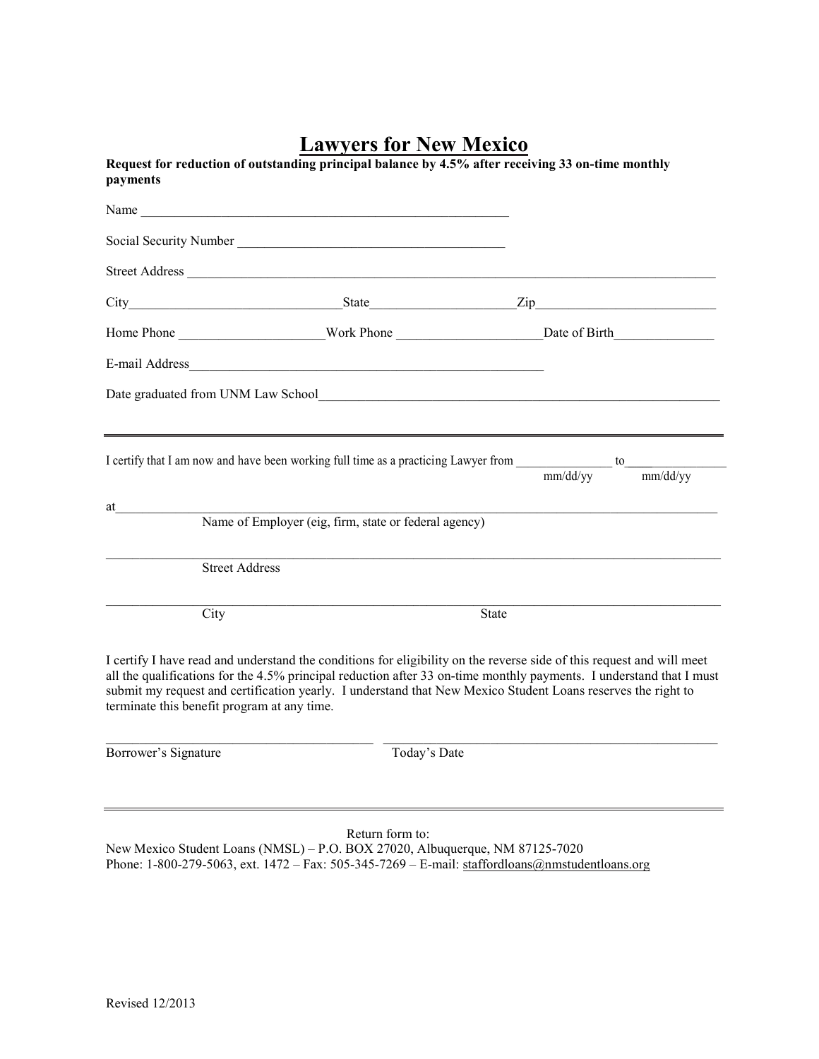# Lawyers for New Mexico

**Request for reduction of outstanding principal balance by 4.5% after receiving 33 on-time monthly payments**

Name ________________________________________________________

Social Security Number ________________________________________

Street Address ______________________________________________________________________________

City________________________________State______________________Zip___________________________

Home Phone ______________________Work Phone ______________________Date of Birth_______________

E-mail Address________________________________________________________

Date graduated from UNM Law School_______________________________________________________________

---

I certify that I am now and have been working full time as a practicing Lawyer from _______________ to________________
mm/dd/yy mm/dd/yy

at________________________________________________________________________________________________
Name of Employer (eig, firm, state or federal agency)

__________________________________________________________________________________________________
Street Address

__________________________________________________________________________________________________
City State

I certify I have read and understand the conditions for eligibility on the reverse side of this request and will meet all the qualifications for the 4.5% principal reduction after 33 on-time monthly payments. I understand that I must submit my request and certification yearly. I understand that New Mexico Student Loans reserves the right to terminate this benefit program at any time.

_________________________________________ _____________________________________________________
Borrower's Signature Today's Date

---

Return form to:
New Mexico Student Loans (NMSL) – P.O. BOX 27020, Albuquerque, NM 87125-7020
Phone: 1-800-279-5063, ext. 1472 – Fax: 505-345-7269 – E-mail: staffordloans@nmstudentloans.org

Revised 12/2013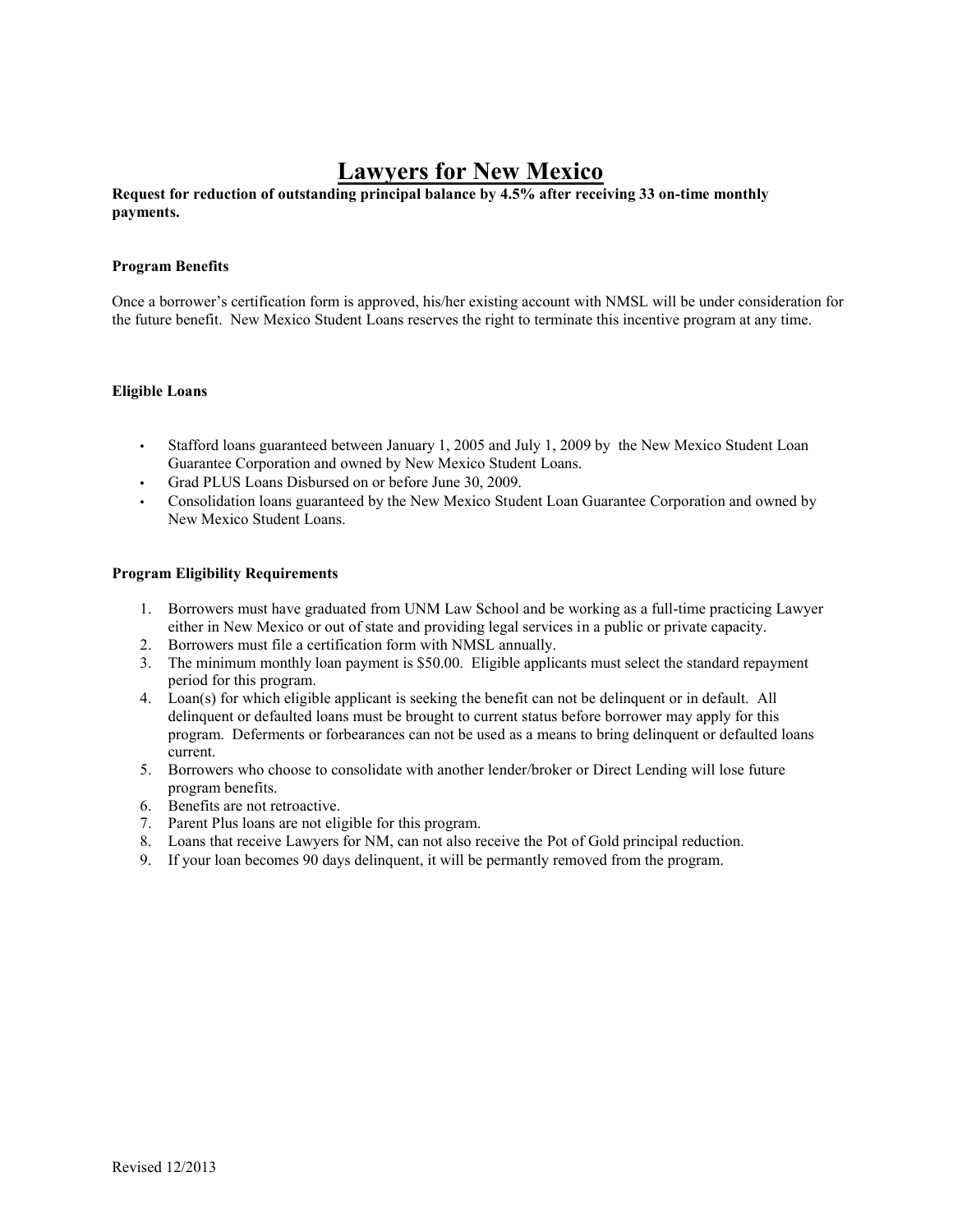# Lawyers for New Mexico

**Request for reduction of outstanding principal balance by 4.5% after receiving 33 on-time monthly payments.**

**Program Benefits**

Once a borrower's certification form is approved, his/her existing account with NMSL will be under consideration for the future benefit. New Mexico Student Loans reserves the right to terminate this incentive program at any time.

**Eligible Loans**

- Stafford loans guaranteed between January 1, 2005 and July 1, 2009 by the New Mexico Student Loan Guarantee Corporation and owned by New Mexico Student Loans.
- Grad PLUS Loans Disbursed on or before June 30, 2009.
- Consolidation loans guaranteed by the New Mexico Student Loan Guarantee Corporation and owned by New Mexico Student Loans.

**Program Eligibility Requirements**

1. Borrowers must have graduated from UNM Law School and be working as a full-time practicing Lawyer either in New Mexico or out of state and providing legal services in a public or private capacity.
2. Borrowers must file a certification form with NMSL annually.
3. The minimum monthly loan payment is $50.00. Eligible applicants must select the standard repayment period for this program.
4. Loan(s) for which eligible applicant is seeking the benefit can not be delinquent or in default. All delinquent or defaulted loans must be brought to current status before borrower may apply for this program. Deferments or forbearances can not be used as a means to bring delinquent or defaulted loans current.
5. Borrowers who choose to consolidate with another lender/broker or Direct Lending will lose future program benefits.
6. Benefits are not retroactive.
7. Parent Plus loans are not eligible for this program.
8. Loans that receive Lawyers for NM, can not also receive the Pot of Gold principal reduction.
9. If your loan becomes 90 days delinquent, it will be permantly removed from the program.

Revised 12/2013